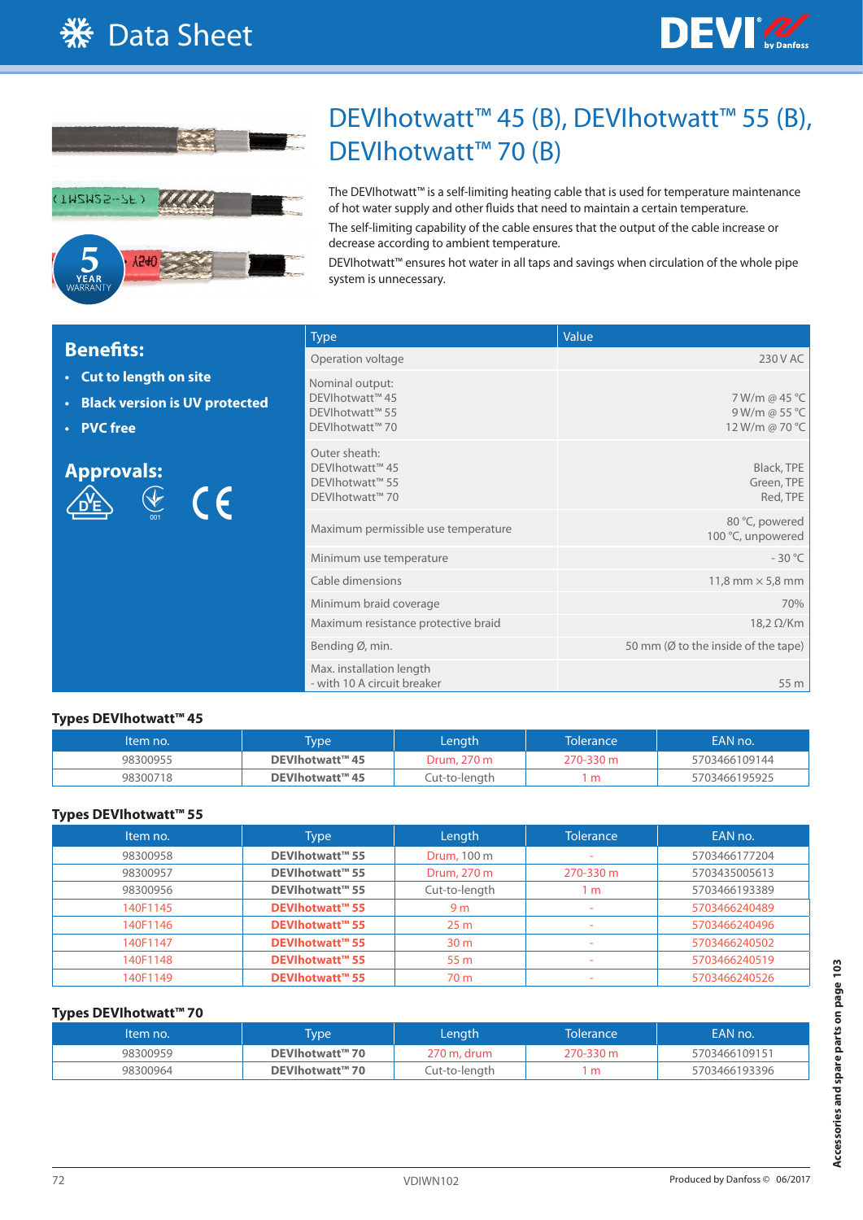# Data Sheet

## DEVIhotwatt™ 45 (B), DEVIhotwatt™ 55 (B), DEVIhotwatt™ 70 (B)

The DEVIhotwatt™ is a self-limiting heating cable that is used for temperature maintenance of hot water supply and other fluids that need to maintain a certain temperature.

The self-limiting capability of the cable ensures that the output of the cable increase or decrease according to ambient temperature.

DEVIhotwatt™ ensures hot water in all taps and savings when circulation of the whole pipe system is unnecessary.

5 YEAR WARRANTY

### Benefits:

- **Cut to length on site**
- **Black version is UV protected**
- **PVC free**

### Approvals:

| Type | Value |
|---|---|
| Operation voltage | 230 V AC |
| Nominal output:<br>DEVIhotwatt™ 45<br>DEVIhotwatt™ 55<br>DEVIhotwatt™ 70 | <br>7 W/m @ 45 °C<br>9 W/m @ 55 °C<br>12 W/m @ 70 °C |
| Outer sheath:<br>DEVIhotwatt™ 45<br>DEVIhotwatt™ 55<br>DEVIhotwatt™ 70 | <br>Black, TPE<br>Green, TPE<br>Red, TPE |
| Maximum permissible use temperature | 80 °C, powered<br>100 °C, unpowered |
| Minimum use temperature | - 30 °C |
| Cable dimensions | 11,8 mm × 5,8 mm |
| Minimum braid coverage | 70% |
| Maximum resistance protective braid | 18,2 Ω/Km |
| Bending Ø, min. | 50 mm (Ø to the inside of the tape) |
| Max. installation length<br>- with 10 A circuit breaker | <br>55 m |

### Types DEVIhotwatt™ 45

| Item no. | Type | Length | Tolerance | EAN no. |
|---|---|---|---|---|
| 98300955 | **DEVIhotwatt™ 45** | Drum, 270 m | 270-330 m | 5703466109144 |
| 98300718 | **DEVIhotwatt™ 45** | Cut-to-length | 1 m | 5703466195925 |

### Types DEVIhotwatt™ 55

| Item no. | Type | Length | Tolerance | EAN no. |
|---|---|---|---|---|
| 98300958 | **DEVIhotwatt™ 55** | Drum, 100 m | - | 5703466177204 |
| 98300957 | **DEVIhotwatt™ 55** | Drum, 270 m | 270-330 m | 5703435005613 |
| 98300956 | **DEVIhotwatt™ 55** | Cut-to-length | 1 m | 5703466193389 |
| 140F1145 | **DEVIhotwatt™ 55** | 9 m | - | 5703466240489 |
| 140F1146 | **DEVIhotwatt™ 55** | 25 m | - | 5703466240496 |
| 140F1147 | **DEVIhotwatt™ 55** | 30 m | - | 5703466240502 |
| 140F1148 | **DEVIhotwatt™ 55** | 55 m | - | 5703466240519 |
| 140F1149 | **DEVIhotwatt™ 55** | 70 m | - | 5703466240526 |

### Types DEVIhotwatt™ 70

| Item no. | Type | Length | Tolerance | EAN no. |
|---|---|---|---|---|
| 98300959 | **DEVIhotwatt™ 70** | 270 m, drum | 270-330 m | 5703466109151 |
| 98300964 | **DEVIhotwatt™ 70** | Cut-to-length | 1 m | 5703466193396 |

Accessories and spare parts on page 103

VDIWN102

Produced by Danfoss © 06/2017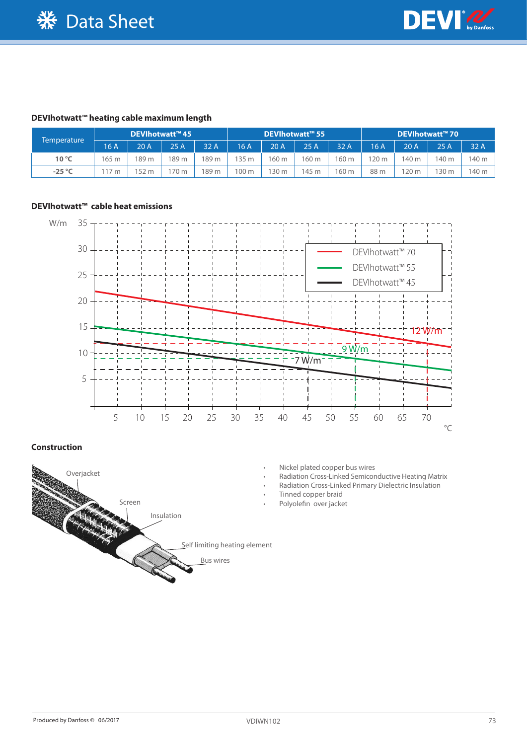# Data Sheet

### DEVIhotwatt™ heating cable maximum length

| Temperature | DEVIhotwatt™ 45 | | | | DEVIhotwatt™ 55 | | | | DEVIhotwatt™ 70 | | | |
|---|---|---|---|---|---|---|---|---|---|---|---|---|
| | 16 A | 20 A | 25 A | 32 A | 16 A | 20 A | 25 A | 32 A | 16 A | 20 A | 25 A | 32 A |
| **10 °C** | 165 m | 189 m | 189 m | 189 m | 135 m | 160 m | 160 m | 160 m | 120 m | 140 m | 140 m | 140 m |
| **-25 °C** | 117 m | 152 m | 170 m | 189 m | 100 m | 130 m | 145 m | 160 m | 88 m | 120 m | 130 m | 140 m |

### DEVIhotwatt™ cable heat emissions

W/m
35
30
25
20
15
10
5

5 10 15 20 25 30 35 40 45 50 55 60 65 70
°C

DEVIhotwatt™ 70
DEVIhotwatt™ 55
DEVIhotwatt™ 45

12 W/m
9 W/m
7 W/m

### Construction

Overjacket
Screen
Insulation
Self limiting heating element
Bus wires

- Nickel plated copper bus wires
- Radiation Cross-Linked Semiconductive Heating Matrix
- Radiation Cross-Linked Primary Dielectric Insulation
- Tinned copper braid
- Polyolefin over jacket

Produced by Danfoss © 06/2017 VDIWN102